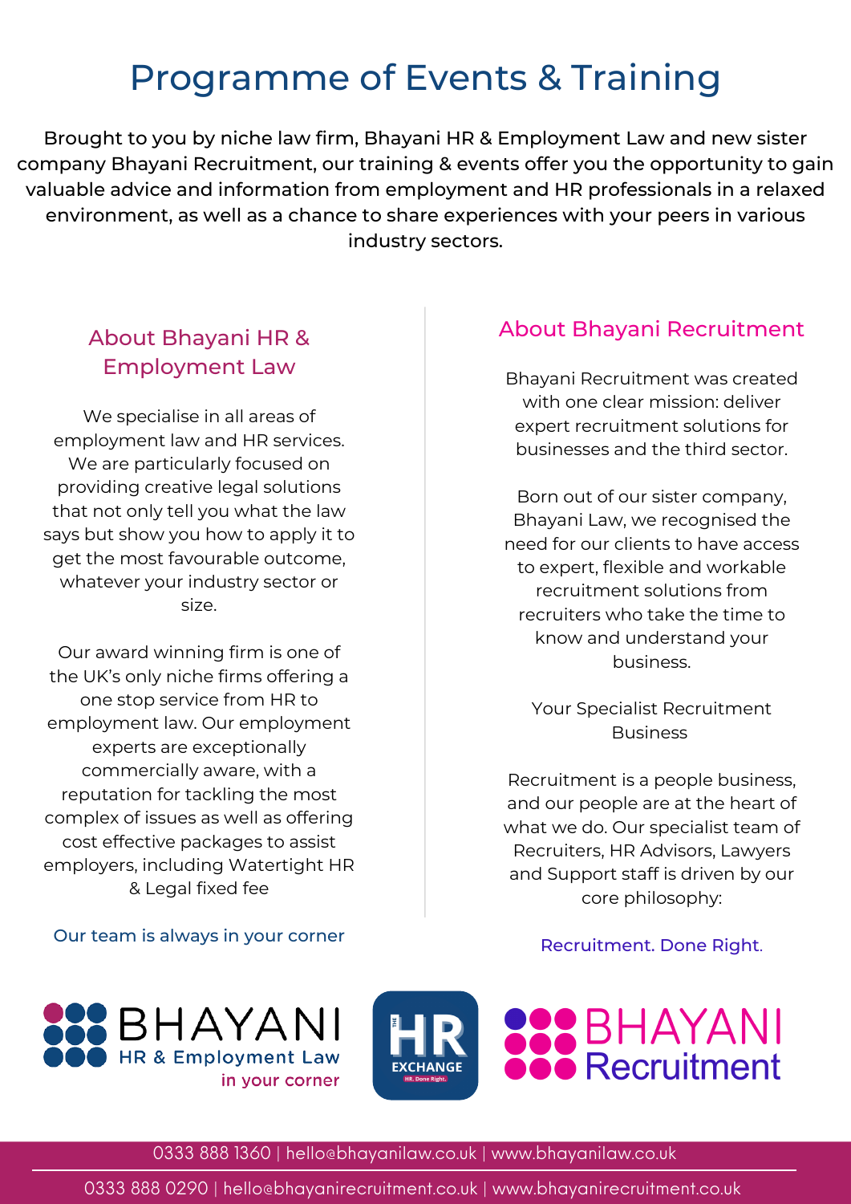# Programme of Events & Training

Brought to you by niche law firm, Bhayani HR & Employment Law and new sister company Bhayani Recruitment, our training & events offer you the opportunity to gain valuable advice and information from employment and HR professionals in a relaxed environment, as well as a chance to share experiences with your peers in various industry sectors.

## About Bhayani HR & Employment Law

We specialise in all areas of employment law and HR services. We are particularly focused on providing creative legal solutions that not only tell you what the law says but show you how to apply it to get the most favourable outcome, whatever your industry sector or size.

Our award winning firm is one of the UK's only niche firms offering a one stop service from HR to employment law. Our employment experts are exceptionally commercially aware, with a reputation for tackling the most complex of issues as well as offering cost effective packages to assist employers, including Watertight HR & Legal fixed fee

Our team is always in your corner

## About Bhayani Recruitment

Bhayani Recruitment was created with one clear mission: deliver expert recruitment solutions for businesses and the third sector.

Born out of our sister company, Bhayani Law, we recognised the need for our clients to have access to expert, flexible and workable recruitment solutions from recruiters who take the time to know and understand your business.

Your Specialist Recruitment Business

Recruitment is a people business, and our people are at the heart of what we do. Our specialist team of Recruiters, HR Advisors, Lawyers and Support staff is driven by our core philosophy:

Recruitment. Done Right.

BHAYANI HR & Employment Law in your corner

THE HR EXCHANGE HR. Done Right.

BHAYANI Recruitment

0333 888 1360 | hello@bhayanilaw.co.uk | www.bhayanilaw.co.uk

0333 888 0290 | hello@bhayanirecruitment.co.uk | www.bhayanirecruitment.co.uk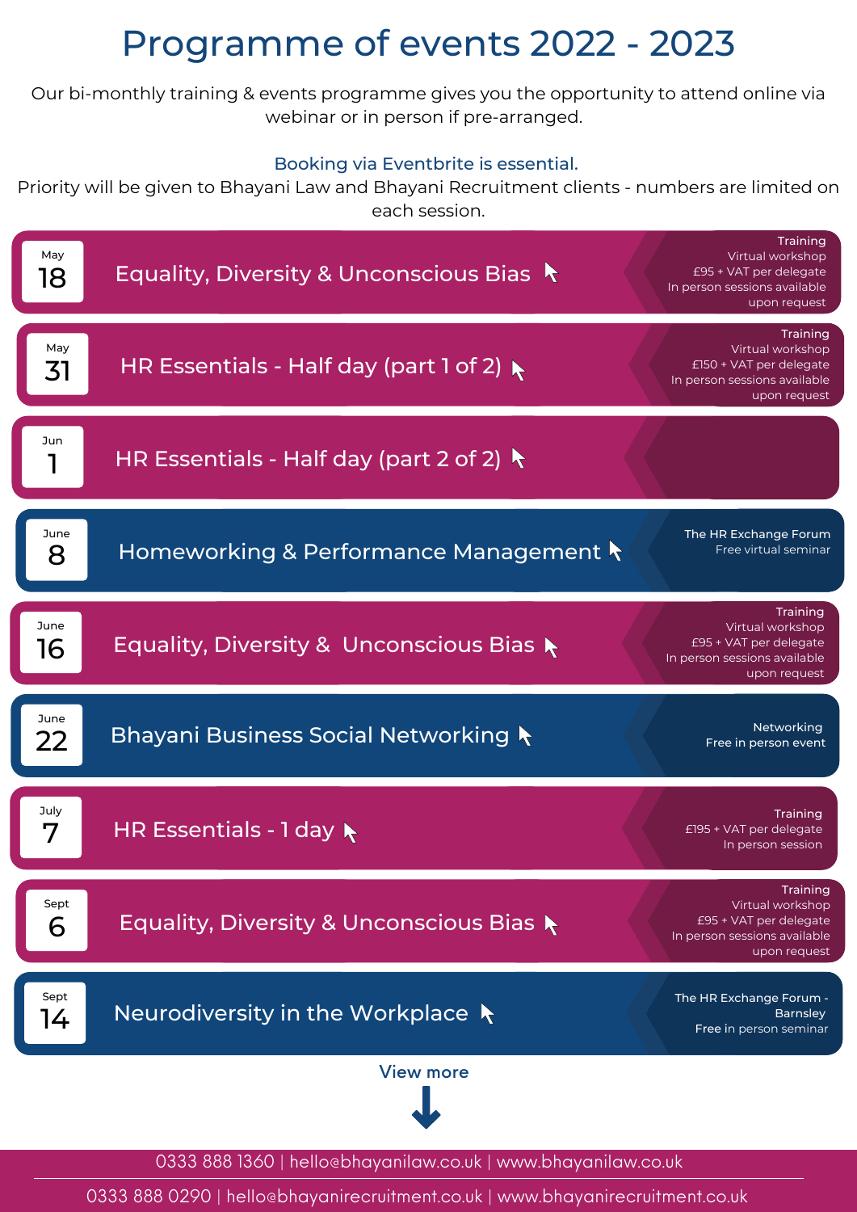# Programme of events 2022 - 2023

Our bi-monthly training & events programme gives you the opportunity to attend online via webinar or in person if pre-arranged.

Booking via Eventbrite is essential.

Priority will be given to Bhayani Law and Bhayani Recruitment clients - numbers are limited on each session.

| Date | Event | Details |
|---|---|---|
| May 18 | Equality, Diversity & Unconscious Bias | Training<br>Virtual workshop<br>£95 + VAT per delegate<br>In person sessions available upon request |
| May 31 | HR Essentials - Half day (part 1 of 2) | Training<br>Virtual workshop<br>£150 + VAT per delegate<br>In person sessions available upon request |
| Jun 1 | HR Essentials - Half day (part 2 of 2) | |
| June 8 | Homeworking & Performance Management | The HR Exchange Forum<br>Free virtual seminar |
| June 16 | Equality, Diversity & Unconscious Bias | Training<br>Virtual workshop<br>£95 + VAT per delegate<br>In person sessions available upon request |
| June 22 | Bhayani Business Social Networking | Networking<br>Free in person event |
| July 7 | HR Essentials - 1 day | Training<br>£195 + VAT per delegate<br>In person session |
| Sept 6 | Equality, Diversity & Unconscious Bias | Training<br>Virtual workshop<br>£95 + VAT per delegate<br>In person sessions available upon request |
| Sept 14 | Neurodiversity in the Workplace | The HR Exchange Forum - Barnsley<br>Free in person seminar |

View more

0333 888 1360 | hello@bhayanilaw.co.uk | www.bhayanilaw.co.uk

0333 888 0290 | hello@bhayanirecruitment.co.uk | www.bhayanirecruitment.co.uk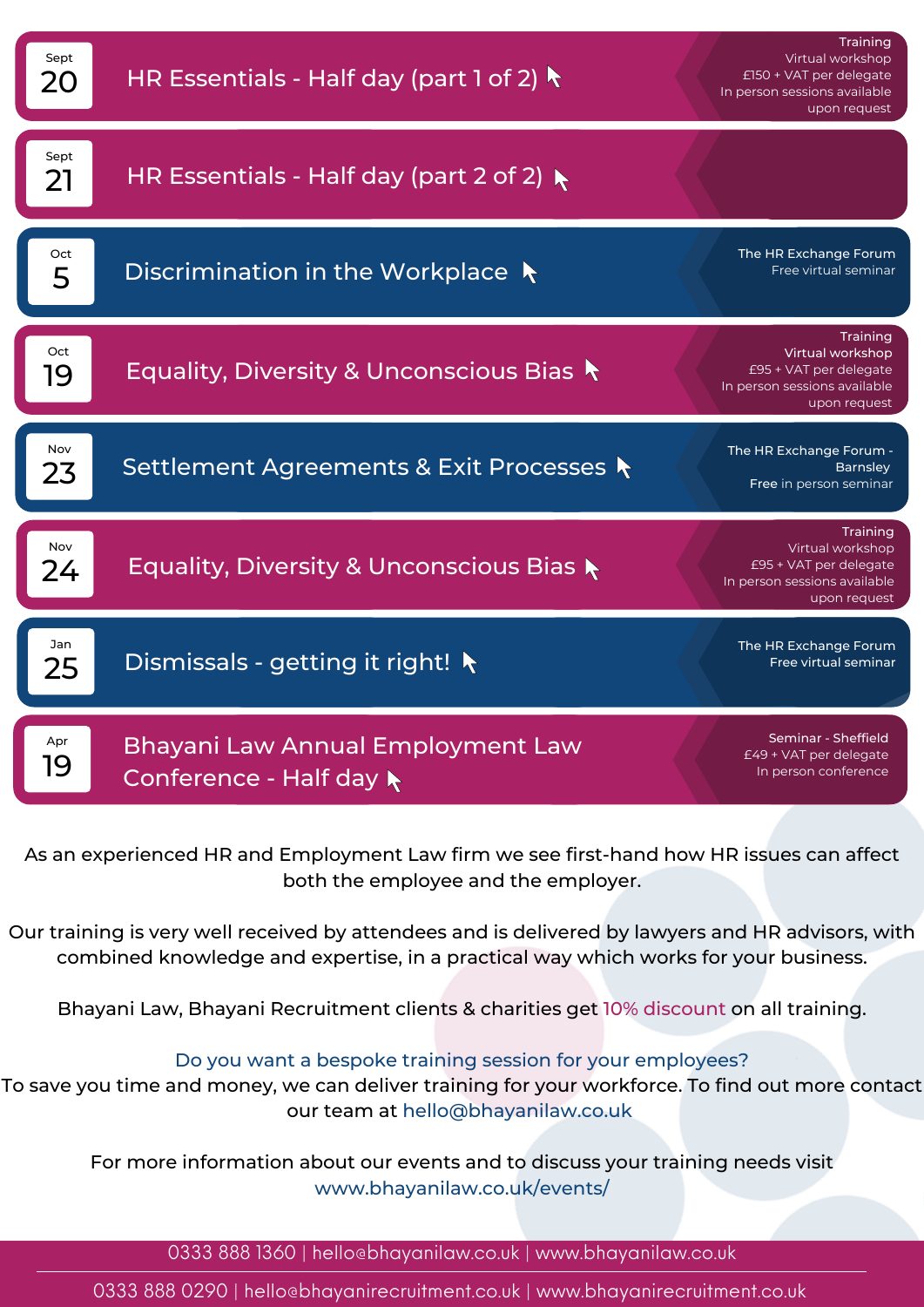| | | |
|---|---|---|
| Sept 20 | HR Essentials - Half day (part 1 of 2) | Training<br>Virtual workshop<br>£150 + VAT per delegate<br>In person sessions available upon request |
| Sept 21 | HR Essentials - Half day (part 2 of 2) | |
| Oct 5 | Discrimination in the Workplace | The HR Exchange Forum<br>Free virtual seminar |
| Oct 19 | Equality, Diversity & Unconscious Bias | Training<br>Virtual workshop<br>£95 + VAT per delegate<br>In person sessions available upon request |
| Nov 23 | Settlement Agreements & Exit Processes | The HR Exchange Forum - Barnsley<br>**Free** in person seminar |
| Nov 24 | Equality, Diversity & Unconscious Bias | Training<br>Virtual workshop<br>£95 + VAT per delegate<br>In person sessions available upon request |
| Jan 25 | Dismissals - getting it right! | The HR Exchange Forum<br>Free virtual seminar |
| Apr 19 | Bhayani Law Annual Employment Law Conference - Half day | Seminar - Sheffield<br>£49 + VAT per delegate<br>In person conference |

As an experienced HR and Employment Law firm we see first-hand how HR issues can affect both the employee and the employer.

Our training is very well received by attendees and is delivered by lawyers and HR advisors, with combined knowledge and expertise, in a practical way which works for your business.

Bhayani Law, Bhayani Recruitment clients & charities get 10% discount on all training.

Do you want a bespoke training session for your employees?
To save you time and money, we can deliver training for your workforce. To find out more contact our team at hello@bhayanilaw.co.uk

For more information about our events and to discuss your training needs visit www.bhayanilaw.co.uk/events/

0333 888 1360 | hello@bhayanilaw.co.uk | www.bhayanilaw.co.uk

0333 888 0290 | hello@bhayanirecruitment.co.uk | www.bhayanirecruitment.co.uk